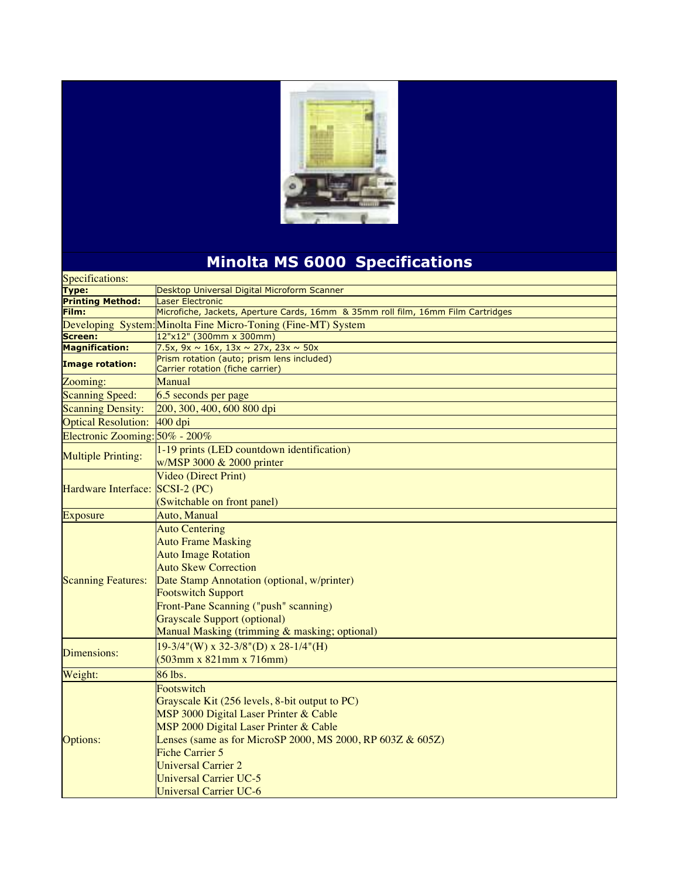# Minolta MS 6000 Specifications

| Specifications: | |
|---|---|
| **Type:** | Desktop Universal Digital Microform Scanner |
| **Printing Method:** | Laser Electronic |
| **Film:** | Microfiche, Jackets, Aperture Cards, 16mm & 35mm roll film, 16mm Film Cartridges |
| Developing System: | Minolta Fine Micro-Toning (Fine-MT) System |
| **Screen:** | 12"x12" (300mm x 300mm) |
| **Magnification:** | 7.5x, 9x ~ 16x, 13x ~ 27x, 23x ~ 50x |
| **Image rotation:** | Prism rotation (auto; prism lens included)<br>Carrier rotation (fiche carrier) |
| Zooming: | Manual |
| Scanning Speed: | 6.5 seconds per page |
| Scanning Density: | 200, 300, 400, 600 800 dpi |
| Optical Resolution: | 400 dpi |
| Electronic Zooming: | 50% - 200% |
| Multiple Printing: | 1-19 prints (LED countdown identification)<br>w/MSP 3000 & 2000 printer |
| Hardware Interface: | Video (Direct Print)<br>SCSI-2 (PC)<br>(Switchable on front panel) |
| Exposure | Auto, Manual |
| Scanning Features: | Auto Centering<br>Auto Frame Masking<br>Auto Image Rotation<br>Auto Skew Correction<br>Date Stamp Annotation (optional, w/printer)<br>Footswitch Support<br>Front-Pane Scanning ("push" scanning)<br>Grayscale Support (optional)<br>Manual Masking (trimming & masking; optional) |
| Dimensions: | 19-3/4"(W) x 32-3/8"(D) x 28-1/4"(H)<br>(503mm x 821mm x 716mm) |
| Weight: | 86 lbs. |
| Options: | Footswitch<br>Grayscale Kit (256 levels, 8-bit output to PC)<br>MSP 3000 Digital Laser Printer & Cable<br>MSP 2000 Digital Laser Printer & Cable<br>Lenses (same as for MicroSP 2000, MS 2000, RP 603Z & 605Z)<br>Fiche Carrier 5<br>Universal Carrier 2<br>Universal Carrier UC-5<br>Universal Carrier UC-6 |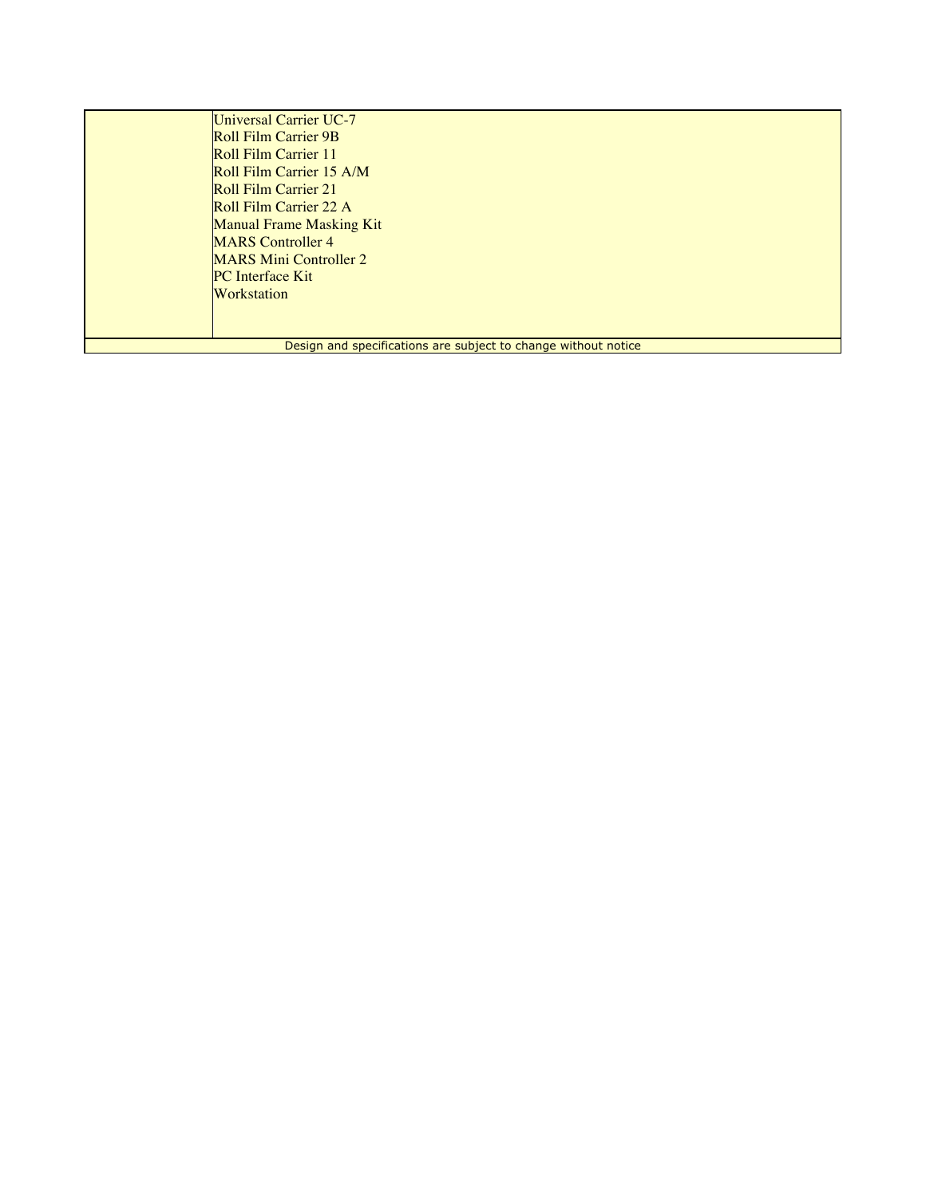| | |
|---|---|
| | Universal Carrier UC-7<br>Roll Film Carrier 9B<br>Roll Film Carrier 11<br>Roll Film Carrier 15 A/M<br>Roll Film Carrier 21<br>Roll Film Carrier 22 A<br>Manual Frame Masking Kit<br>MARS Controller 4<br>MARS Mini Controller 2<br>PC Interface Kit<br>Workstation |

Design and specifications are subject to change without notice